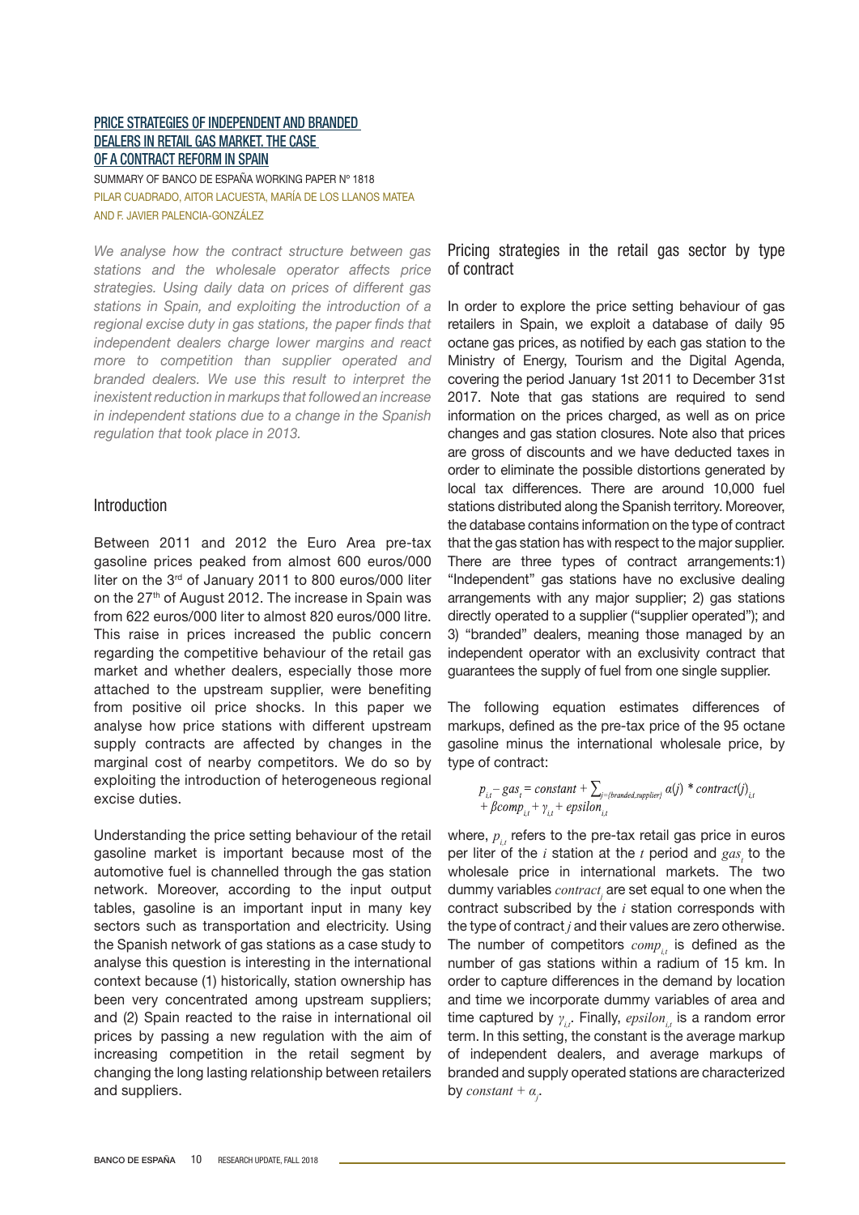# PRICE STRATEGIES OF INDEPENDENT AND BRANDED DEALERS IN RETAIL GAS MARKET. THE CASE OF A CONTRACT REFORM IN SPAIN

SUMMARY OF BANCO DE ESPAÑA WORKING PAPER Nº 1818

PILAR CUADRADO, AITOR LACUESTA, MARÍA DE LOS LLANOS MATEA AND F. JAVIER PALENCIA-GONZÁLEZ

*We analyse how the contract structure between gas stations and the wholesale operator affects price strategies. Using daily data on prices of different gas stations in Spain, and exploiting the introduction of a regional excise duty in gas stations, the paper finds that independent dealers charge lower margins and react more to competition than supplier operated and branded dealers. We use this result to interpret the inexistent reduction in markups that followed an increase in independent stations due to a change in the Spanish regulation that took place in 2013.*

## Introduction

Between 2011 and 2012 the Euro Area pre-tax gasoline prices peaked from almost 600 euros/000 liter on the 3rd of January 2011 to 800 euros/000 liter on the 27th of August 2012. The increase in Spain was from 622 euros/000 liter to almost 820 euros/000 litre. This raise in prices increased the public concern regarding the competitive behaviour of the retail gas market and whether dealers, especially those more attached to the upstream supplier, were benefiting from positive oil price shocks. In this paper we analyse how price stations with different upstream supply contracts are affected by changes in the marginal cost of nearby competitors. We do so by exploiting the introduction of heterogeneous regional excise duties.

Understanding the price setting behaviour of the retail gasoline market is important because most of the automotive fuel is channelled through the gas station network. Moreover, according to the input output tables, gasoline is an important input in many key sectors such as transportation and electricity. Using the Spanish network of gas stations as a case study to analyse this question is interesting in the international context because (1) historically, station ownership has been very concentrated among upstream suppliers; and (2) Spain reacted to the raise in international oil prices by passing a new regulation with the aim of increasing competition in the retail segment by changing the long lasting relationship between retailers and suppliers.

## Pricing strategies in the retail gas sector by type of contract

In order to explore the price setting behaviour of gas retailers in Spain, we exploit a database of daily 95 octane gas prices, as notified by each gas station to the Ministry of Energy, Tourism and the Digital Agenda, covering the period January 1st 2011 to December 31st 2017. Note that gas stations are required to send information on the prices charged, as well as on price changes and gas station closures. Note also that prices are gross of discounts and we have deducted taxes in order to eliminate the possible distortions generated by local tax differences. There are around 10,000 fuel stations distributed along the Spanish territory. Moreover, the database contains information on the type of contract that the gas station has with respect to the major supplier. There are three types of contract arrangements:1) "Independent" gas stations have no exclusive dealing arrangements with any major supplier; 2) gas stations directly operated to a supplier ("supplier operated"); and 3) "branded" dealers, meaning those managed by an independent operator with an exclusivity contract that guarantees the supply of fuel from one single supplier.

The following equation estimates differences of markups, defined as the pre-tax price of the 95 octane gasoline minus the international wholesale price, by type of contract:

$$p_{i,t} - gas_t = constant + \sum_{j=\{branded,supplier\}} a(j) * contract(j)_{i,t} + \beta comp_{i,t} + \gamma_{i,t} + epsilon_{i,t}$$

where, $p_{i,t}$ refers to the pre-tax retail gas price in euros per liter of the $i$ station at the $t$ period and $gas_t$ to the wholesale price in international markets. The two dummy variables $contract_j$ are set equal to one when the contract subscribed by the $i$ station corresponds with the type of contract $j$ and their values are zero otherwise. The number of competitors $comp_{i,t}$ is defined as the number of gas stations within a radium of 15 km. In order to capture differences in the demand by location and time we incorporate dummy variables of area and time captured by $\gamma_{i,t}$. Finally, $epsilon_{i,t}$ is a random error term. In this setting, the constant is the average markup of independent dealers, and average markups of branded and supply operated stations are characterized by $constant + a_j$.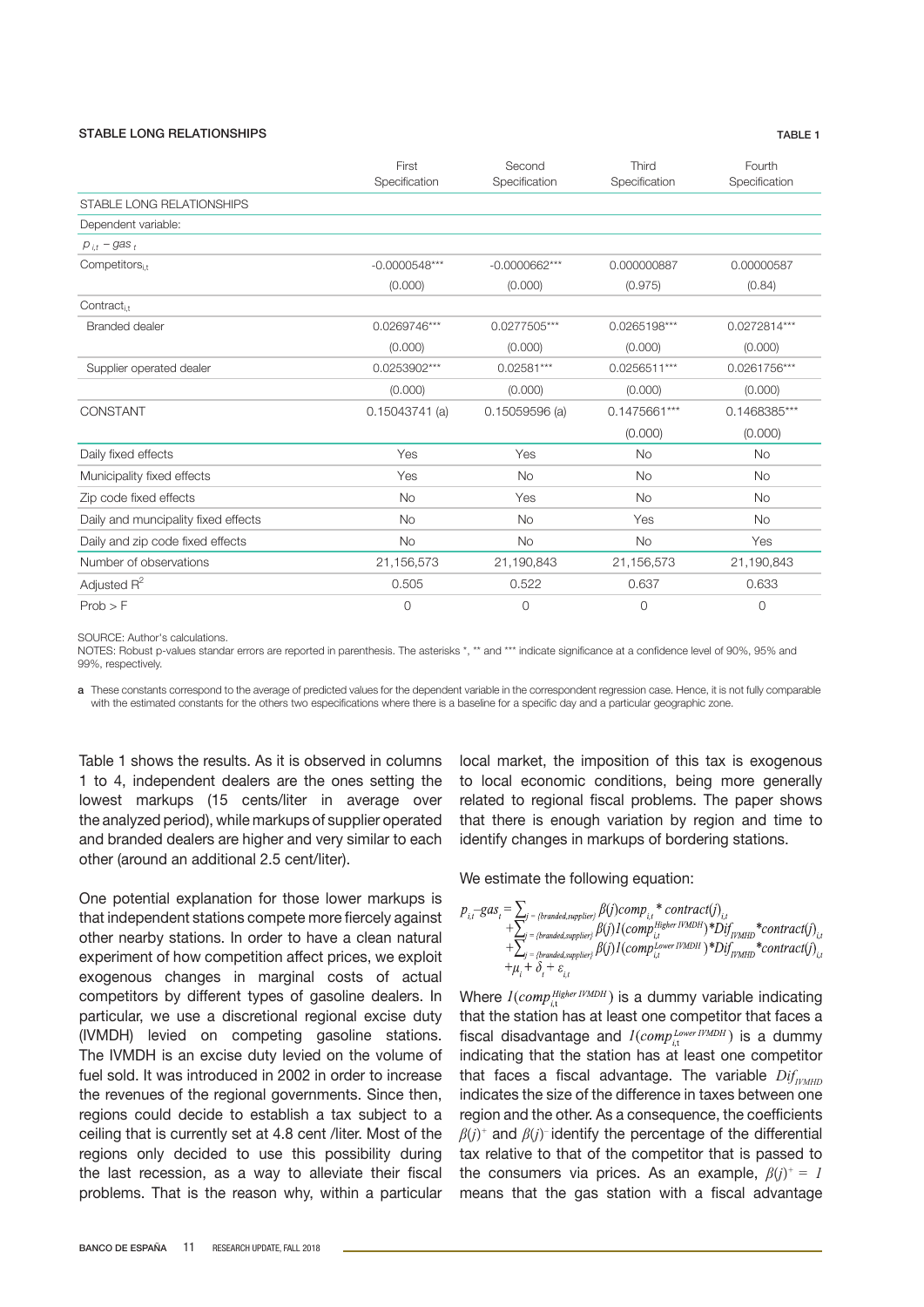**STABLE LONG RELATIONSHIPS** — TABLE 1

| | First Specification | Second Specification | Third Specification | Fourth Specification |
|---|---|---|---|---|
| STABLE LONG RELATIONSHIPS | | | | |
| Dependent variable: | | | | |
| $p_{i,t} - gas_t$ | | | | |
| $Competitors_{i,t}$ | -0.0000548*** | -0.0000662*** | 0.000000887 | 0.00000587 |
| | (0.000) | (0.000) | (0.975) | (0.84) |
| $Contract_{i,t}$ | | | | |
| Branded dealer | 0.0269746*** | 0.0277505*** | 0.0265198*** | 0.0272814*** |
| | (0.000) | (0.000) | (0.000) | (0.000) |
| Supplier operated dealer | 0.0253902*** | 0.02581*** | 0.0256511*** | 0.0261756*** |
| | (0.000) | (0.000) | (0.000) | (0.000) |
| CONSTANT | 0.15043741 (a) | 0.15059596 (a) | 0.1475661*** | 0.1468385*** |
| | | | (0.000) | (0.000) |
| Daily fixed effects | Yes | Yes | No | No |
| Municipality fixed effects | Yes | No | No | No |
| Zip code fixed effects | No | Yes | No | No |
| Daily and muncipality fixed effects | No | No | Yes | No |
| Daily and zip code fixed effects | No | No | No | Yes |
| Number of observations | 21,156,573 | 21,190,843 | 21,156,573 | 21,190,843 |
| Adjusted $R^2$ | 0.505 | 0.522 | 0.637 | 0.633 |
| Prob > F | 0 | 0 | 0 | 0 |

SOURCE: Author's calculations.
NOTES: Robust p-values standar errors are reported in parenthesis. The asterisks *, ** and *** indicate significance at a confidence level of 90%, 95% and 99%, respectively.

**a** These constants correspond to the average of predicted values for the dependent variable in the correspondent regression case. Hence, it is not fully comparable with the estimated constants for the others two especifications where there is a baseline for a specific day and a particular geographic zone.

Table 1 shows the results. As it is observed in columns 1 to 4, independent dealers are the ones setting the lowest markups (15 cents/liter in average over the analyzed period), while markups of supplier operated and branded dealers are higher and very similar to each other (around an additional 2.5 cent/liter).

One potential explanation for those lower markups is that independent stations compete more fiercely against other nearby stations. In order to have a clean natural experiment of how competition affect prices, we exploit exogenous changes in marginal costs of actual competitors by different types of gasoline dealers. In particular, we use a discretional regional excise duty (IVMDH) levied on competing gasoline stations. The IVMDH is an excise duty levied on the volume of fuel sold. It was introduced in 2002 in order to increase the revenues of the regional governments. Since then, regions could decide to establish a tax subject to a ceiling that is currently set at 4.8 cent /liter. Most of the regions only decided to use this possibility during the last recession, as a way to alleviate their fiscal problems. That is the reason why, within a particular local market, the imposition of this tax is exogenous to local economic conditions, being more generally related to regional fiscal problems. The paper shows that there is enough variation by region and time to identify changes in markups of bordering stations.

We estimate the following equation:

$$
\begin{aligned}
p_{i,t} - gas_t = & \sum_{j=\{branded,supplier\}} \beta(j) comp_{i,t} * contract(j)_{i,t} \\
& + \sum_{j=\{branded,supplier\}} \beta(j) I(comp_{i,t}^{Higher\ IVMDH}) * Dif_{IVMHD} * contract(j)_{i,t} \\
& + \sum_{j=\{branded,supplier\}} \beta(j) I(comp_{i,t}^{Lower\ IVMDH}) * Dif_{IVMHD} * contract(j)_{i,t} \\
& + \mu_i + \delta_t + \varepsilon_{i,t}
\end{aligned}
$$

Where $I(comp_{i,t}^{Higher\ IVMDH})$ is a dummy variable indicating that the station has at least one competitor that faces a fiscal disadvantage and $I(comp_{i,t}^{Lower\ IVMDH})$ is a dummy indicating that the station has at least one competitor that faces a fiscal advantage. The variable $Dif_{IVMHD}$ indicates the size of the difference in taxes between one region and the other. As a consequence, the coefficients $\beta(j)^+$ and $\beta(j)^-$ identify the percentage of the differential tax relative to that of the competitor that is passed to the consumers via prices. As an example, $\beta(j)^+ = 1$ means that the gas station with a fiscal advantage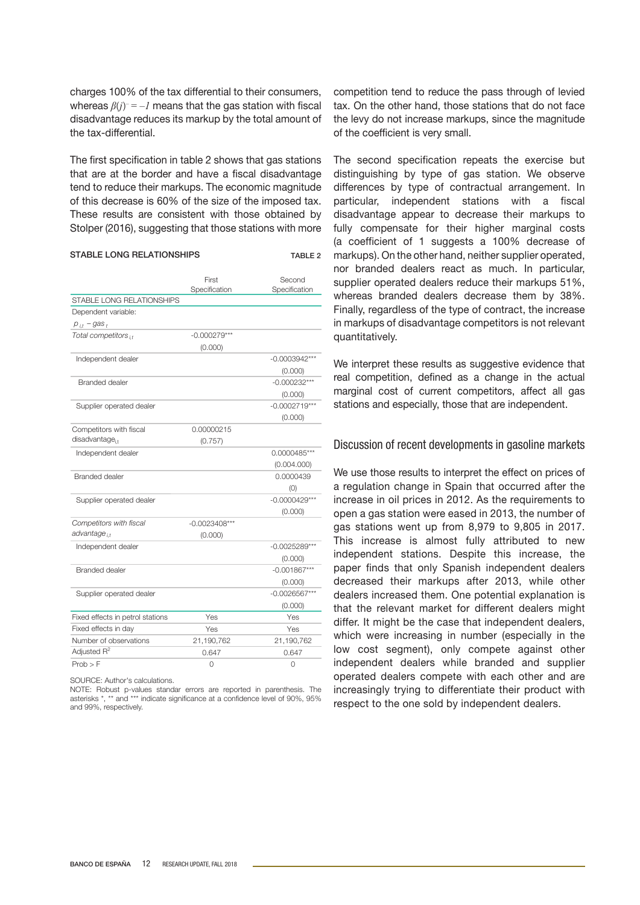charges 100% of the tax differential to their consumers, whereas $\beta(j)^{-} = -1$ means that the gas station with fiscal disadvantage reduces its markup by the total amount of the tax-differential.

The first specification in table 2 shows that gas stations that are at the border and have a fiscal disadvantage tend to reduce their markups. The economic magnitude of this decrease is 60% of the size of the imposed tax. These results are consistent with those obtained by Stolper (2016), suggesting that those stations with more competition tend to reduce the pass through of levied tax. On the other hand, those stations that do not face the levy do not increase markups, since the magnitude of the coefficient is very small.

**STABLE LONG RELATIONSHIPS** **TABLE 2**

| | First Specification | Second Specification |
|---|---|---|
| STABLE LONG RELATIONSHIPS | | |
| Dependent variable: | | |
| $p_{i,t} - gas_t$ | | |
| *Total competitors* $_{i,t}$ | -0.000279*** | |
| | (0.000) | |
| Independent dealer | | -0.0003942*** |
| | | (0.000) |
| Branded dealer | | -0.000232*** |
| | | (0.000) |
| Supplier operated dealer | | -0.0002719*** |
| | | (0.000) |
| Competitors with fiscal disadvantage$_{i,t}$ | 0.00000215 | |
| | (0.757) | |
| Independent dealer | | 0.0000485*** |
| | | (0.004.000) |
| Branded dealer | | 0.0000439 |
| | | (0) |
| Supplier operated dealer | | -0.0000429*** |
| | | (0.000) |
| *Competitors with fiscal advantage* $_{i,t}$ | -0.0023408*** | |
| | (0.000) | |
| Independent dealer | | -0.0025289*** |
| | | (0.000) |
| Branded dealer | | -0.001867*** |
| | | (0.000) |
| Supplier operated dealer | | -0.0026567*** |
| | | (0.000) |
| Fixed effects in petrol stations | Yes | Yes |
| Fixed effects in day | Yes | Yes |
| Number of observations | 21,190,762 | 21,190,762 |
| Adjusted $R^2$ | 0.647 | 0.647 |
| Prob > F | 0 | 0 |

SOURCE: Author's calculations.

NOTE: Robust p-values standar errors are reported in parenthesis. The asterisks *, ** and *** indicate significance at a confidence level of 90%, 95% and 99%, respectively.

The second specification repeats the exercise but distinguishing by type of gas station. We observe differences by type of contractual arrangement. In particular, independent stations with a fiscal disadvantage appear to decrease their markups to fully compensate for their higher marginal costs (a coefficient of 1 suggests a 100% decrease of markups). On the other hand, neither supplier operated, nor branded dealers react as much. In particular, supplier operated dealers reduce their markups 51%, whereas branded dealers decrease them by 38%. Finally, regardless of the type of contract, the increase in markups of disadvantage competitors is not relevant quantitatively.

We interpret these results as suggestive evidence that real competition, defined as a change in the actual marginal cost of current competitors, affect all gas stations and especially, those that are independent.

## Discussion of recent developments in gasoline markets

We use those results to interpret the effect on prices of a regulation change in Spain that occurred after the increase in oil prices in 2012. As the requirements to open a gas station were eased in 2013, the number of gas stations went up from 8,979 to 9,805 in 2017. This increase is almost fully attributed to new independent stations. Despite this increase, the paper finds that only Spanish independent dealers decreased their markups after 2013, while other dealers increased them. One potential explanation is that the relevant market for different dealers might differ. It might be the case that independent dealers, which were increasing in number (especially in the low cost segment), only compete against other independent dealers while branded and supplier operated dealers compete with each other and are increasingly trying to differentiate their product with respect to the one sold by independent dealers.